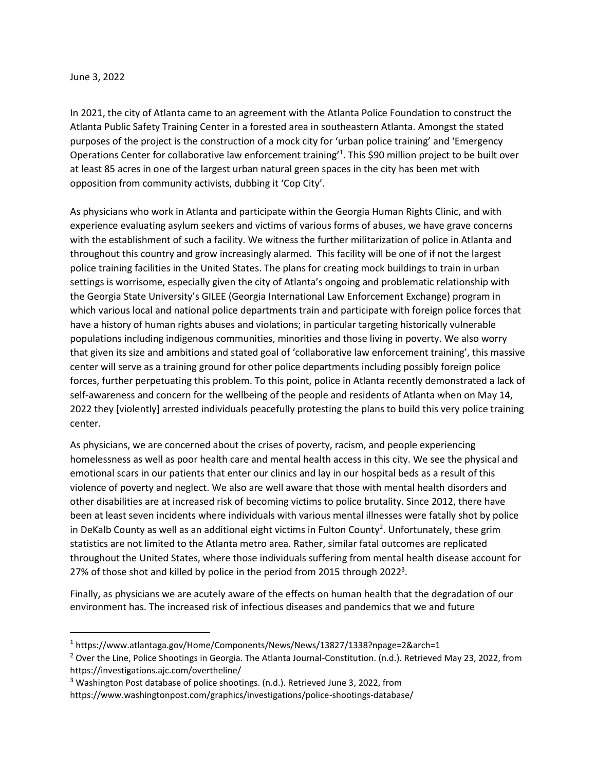June 3, 2022

In 2021, the city of Atlanta came to an agreement with the Atlanta Police Foundation to construct the Atlanta Public Safety Training Center in a forested area in southeastern Atlanta. Amongst the stated purposes of the project is the construction of a mock city for 'urban police training' and 'Emergency Operations Center for collaborative law enforcement training'[1]. This $90 million project to be built over at least 85 acres in one of the largest urban natural green spaces in the city has been met with opposition from community activists, dubbing it 'Cop City'.

As physicians who work in Atlanta and participate within the Georgia Human Rights Clinic, and with experience evaluating asylum seekers and victims of various forms of abuses, we have grave concerns with the establishment of such a facility. We witness the further militarization of police in Atlanta and throughout this country and grow increasingly alarmed. This facility will be one of if not the largest police training facilities in the United States. The plans for creating mock buildings to train in urban settings is worrisome, especially given the city of Atlanta's ongoing and problematic relationship with the Georgia State University's GILEE (Georgia International Law Enforcement Exchange) program in which various local and national police departments train and participate with foreign police forces that have a history of human rights abuses and violations; in particular targeting historically vulnerable populations including indigenous communities, minorities and those living in poverty. We also worry that given its size and ambitions and stated goal of 'collaborative law enforcement training', this massive center will serve as a training ground for other police departments including possibly foreign police forces, further perpetuating this problem. To this point, police in Atlanta recently demonstrated a lack of self-awareness and concern for the wellbeing of the people and residents of Atlanta when on May 14, 2022 they [violently] arrested individuals peacefully protesting the plans to build this very police training center.

As physicians, we are concerned about the crises of poverty, racism, and people experiencing homelessness as well as poor health care and mental health access in this city. We see the physical and emotional scars in our patients that enter our clinics and lay in our hospital beds as a result of this violence of poverty and neglect. We also are well aware that those with mental health disorders and other disabilities are at increased risk of becoming victims to police brutality. Since 2012, there have been at least seven incidents where individuals with various mental illnesses were fatally shot by police in DeKalb County as well as an additional eight victims in Fulton County[2]. Unfortunately, these grim statistics are not limited to the Atlanta metro area. Rather, similar fatal outcomes are replicated throughout the United States, where those individuals suffering from mental health disease account for 27% of those shot and killed by police in the period from 2015 through 2022[3].

Finally, as physicians we are acutely aware of the effects on human health that the degradation of our environment has. The increased risk of infectious diseases and pandemics that we and future

---

[1] https://www.atlantaga.gov/Home/Components/News/News/13827/1338?npage=2&arch=1

[2] Over the Line, Police Shootings in Georgia. The Atlanta Journal-Constitution. (n.d.). Retrieved May 23, 2022, from https://investigations.ajc.com/overtheline/

[3] Washington Post database of police shootings. (n.d.). Retrieved June 3, 2022, from https://www.washingtonpost.com/graphics/investigations/police-shootings-database/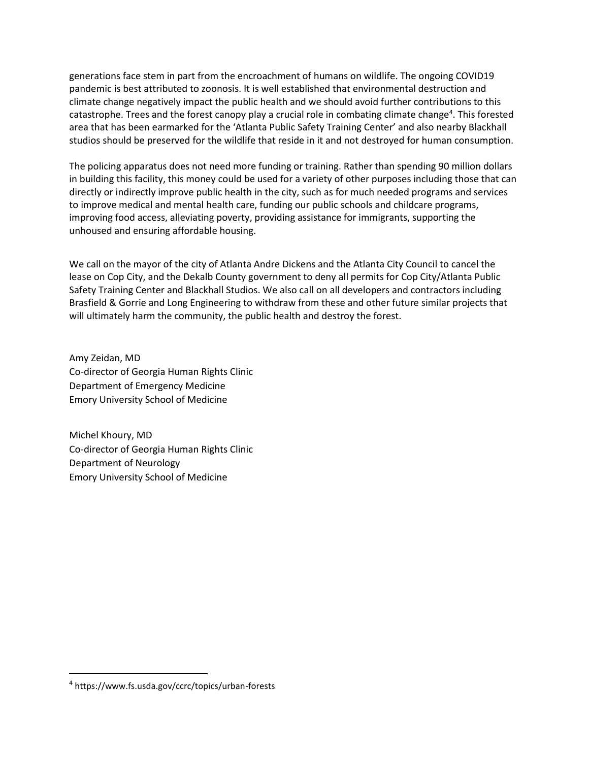generations face stem in part from the encroachment of humans on wildlife. The ongoing COVID19 pandemic is best attributed to zoonosis. It is well established that environmental destruction and climate change negatively impact the public health and we should avoid further contributions to this catastrophe. Trees and the forest canopy play a crucial role in combating climate change[4]. This forested area that has been earmarked for the 'Atlanta Public Safety Training Center' and also nearby Blackhall studios should be preserved for the wildlife that reside in it and not destroyed for human consumption.

The policing apparatus does not need more funding or training. Rather than spending 90 million dollars in building this facility, this money could be used for a variety of other purposes including those that can directly or indirectly improve public health in the city, such as for much needed programs and services to improve medical and mental health care, funding our public schools and childcare programs, improving food access, alleviating poverty, providing assistance for immigrants, supporting the unhoused and ensuring affordable housing.

We call on the mayor of the city of Atlanta Andre Dickens and the Atlanta City Council to cancel the lease on Cop City, and the Dekalb County government to deny all permits for Cop City/Atlanta Public Safety Training Center and Blackhall Studios. We also call on all developers and contractors including Brasfield & Gorrie and Long Engineering to withdraw from these and other future similar projects that will ultimately harm the community, the public health and destroy the forest.

Amy Zeidan, MD
Co-director of Georgia Human Rights Clinic
Department of Emergency Medicine
Emory University School of Medicine

Michel Khoury, MD
Co-director of Georgia Human Rights Clinic
Department of Neurology
Emory University School of Medicine

---

[4] https://www.fs.usda.gov/ccrc/topics/urban-forests